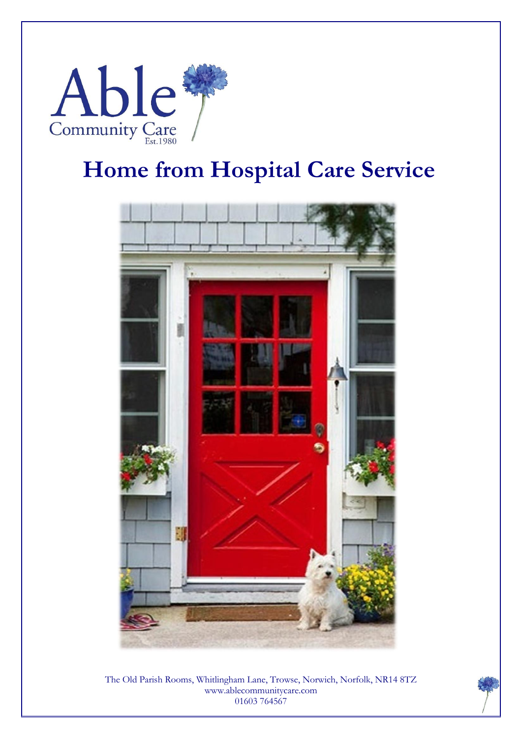Able

Community Care

Est.1980

# Home from Hospital Care Service

The Old Parish Rooms, Whitlingham Lane, Trowse, Norwich, Norfolk, NR14 8TZ
www.ablecommunitycare.com
01603 764567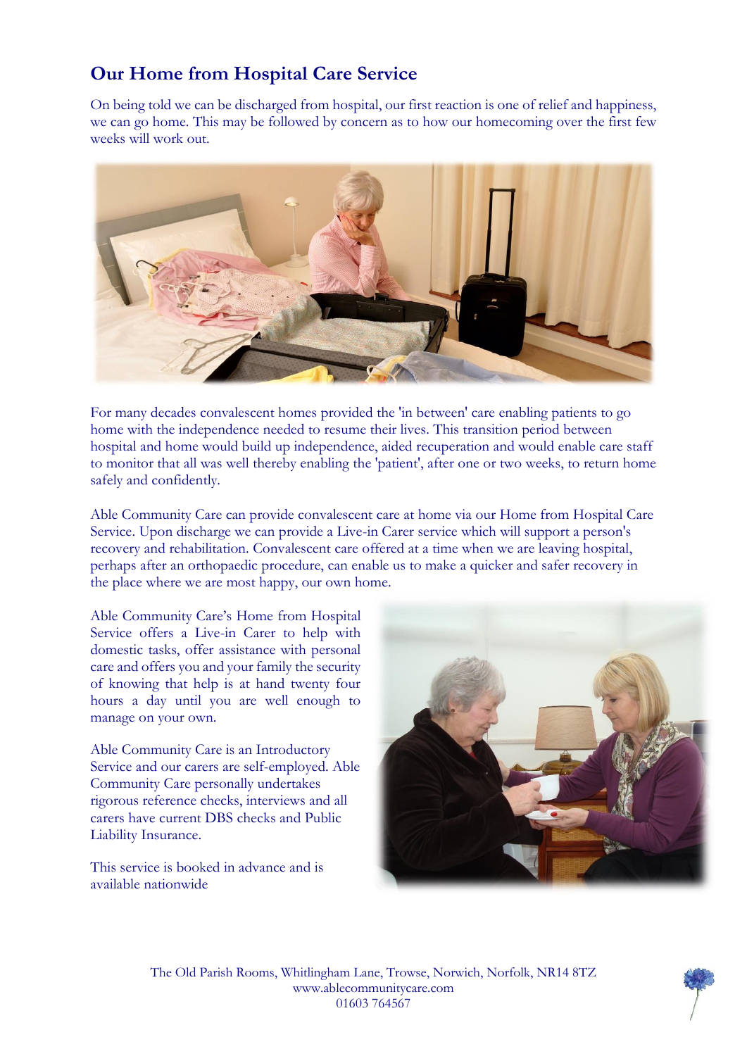# Our Home from Hospital Care Service

On being told we can be discharged from hospital, our first reaction is one of relief and happiness, we can go home. This may be followed by concern as to how our homecoming over the first few weeks will work out.

For many decades convalescent homes provided the 'in between' care enabling patients to go home with the independence needed to resume their lives. This transition period between hospital and home would build up independence, aided recuperation and would enable care staff to monitor that all was well thereby enabling the 'patient', after one or two weeks, to return home safely and confidently.

Able Community Care can provide convalescent care at home via our Home from Hospital Care Service. Upon discharge we can provide a Live-in Carer service which will support a person's recovery and rehabilitation. Convalescent care offered at a time when we are leaving hospital, perhaps after an orthopaedic procedure, can enable us to make a quicker and safer recovery in the place where we are most happy, our own home.

Able Community Care's Home from Hospital Service offers a Live-in Carer to help with domestic tasks, offer assistance with personal care and offers you and your family the security of knowing that help is at hand twenty four hours a day until you are well enough to manage on your own.

Able Community Care is an Introductory Service and our carers are self-employed. Able Community Care personally undertakes rigorous reference checks, interviews and all carers have current DBS checks and Public Liability Insurance.

This service is booked in advance and is available nationwide

The Old Parish Rooms, Whitlingham Lane, Trowse, Norwich, Norfolk, NR14 8TZ
www.ablecommunitycare.com
01603 764567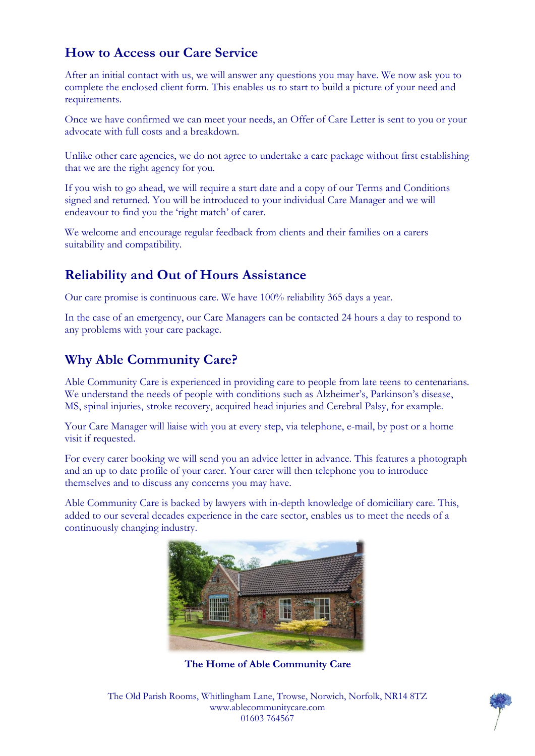## How to Access our Care Service

After an initial contact with us, we will answer any questions you may have. We now ask you to complete the enclosed client form. This enables us to start to build a picture of your need and requirements.

Once we have confirmed we can meet your needs, an Offer of Care Letter is sent to you or your advocate with full costs and a breakdown.

Unlike other care agencies, we do not agree to undertake a care package without first establishing that we are the right agency for you.

If you wish to go ahead, we will require a start date and a copy of our Terms and Conditions signed and returned. You will be introduced to your individual Care Manager and we will endeavour to find you the 'right match' of carer.

We welcome and encourage regular feedback from clients and their families on a carers suitability and compatibility.

## Reliability and Out of Hours Assistance

Our care promise is continuous care. We have 100% reliability 365 days a year.

In the case of an emergency, our Care Managers can be contacted 24 hours a day to respond to any problems with your care package.

## Why Able Community Care?

Able Community Care is experienced in providing care to people from late teens to centenarians. We understand the needs of people with conditions such as Alzheimer's, Parkinson's disease, MS, spinal injuries, stroke recovery, acquired head injuries and Cerebral Palsy, for example.

Your Care Manager will liaise with you at every step, via telephone, e-mail, by post or a home visit if requested.

For every carer booking we will send you an advice letter in advance. This features a photograph and an up to date profile of your carer. Your carer will then telephone you to introduce themselves and to discuss any concerns you may have.

Able Community Care is backed by lawyers with in-depth knowledge of domiciliary care. This, added to our several decades experience in the care sector, enables us to meet the needs of a continuously changing industry.

**The Home of Able Community Care**

The Old Parish Rooms, Whitlingham Lane, Trowse, Norwich, Norfolk, NR14 8TZ
www.ablecommunitycare.com
01603 764567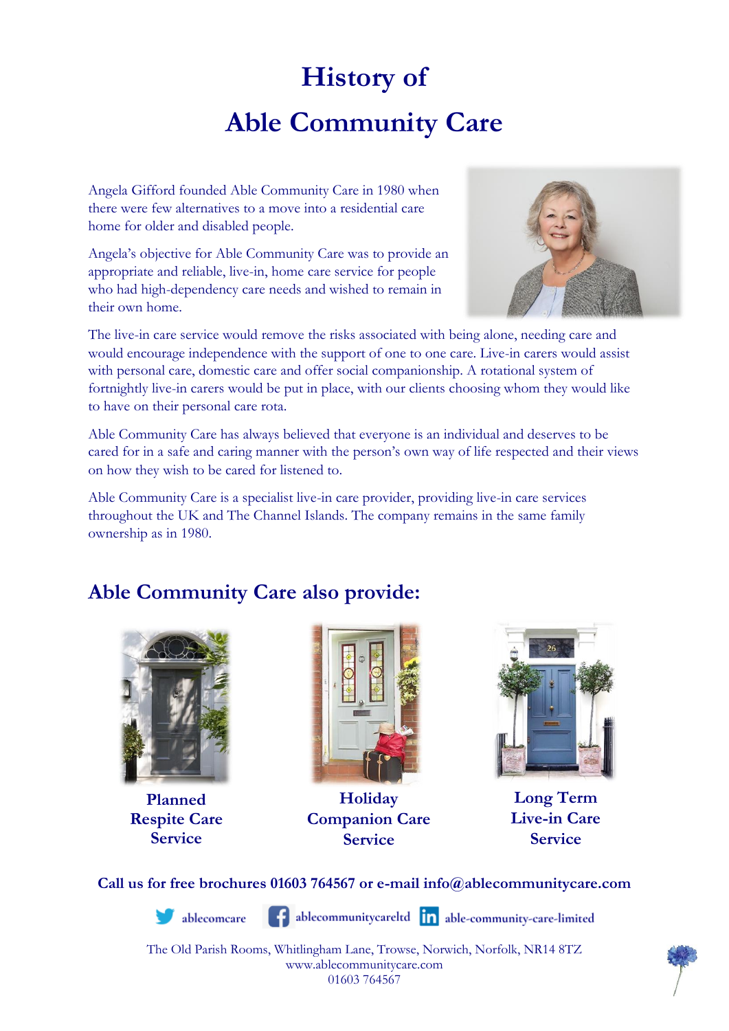# History of
# Able Community Care

Angela Gifford founded Able Community Care in 1980 when there were few alternatives to a move into a residential care home for older and disabled people.

Angela's objective for Able Community Care was to provide an appropriate and reliable, live-in, home care service for people who had high-dependency care needs and wished to remain in their own home.

The live-in care service would remove the risks associated with being alone, needing care and would encourage independence with the support of one to one care. Live-in carers would assist with personal care, domestic care and offer social companionship. A rotational system of fortnightly live-in carers would be put in place, with our clients choosing whom they would like to have on their personal care rota.

Able Community Care has always believed that everyone is an individual and deserves to be cared for in a safe and caring manner with the person's own way of life respected and their views on how they wish to be cared for listened to.

Able Community Care is a specialist live-in care provider, providing live-in care services throughout the UK and The Channel Islands. The company remains in the same family ownership as in 1980.

## Able Community Care also provide:

**Planned Respite Care Service**

**Holiday Companion Care Service**

**Long Term Live-in Care Service**

**Call us for free brochures 01603 764567 or e-mail info@ablecommunitycare.com**

ablecomcare | ablecommunitycareltd | able-community-care-limited

The Old Parish Rooms, Whitlingham Lane, Trowse, Norwich, Norfolk, NR14 8TZ
www.ablecommunitycare.com
01603 764567